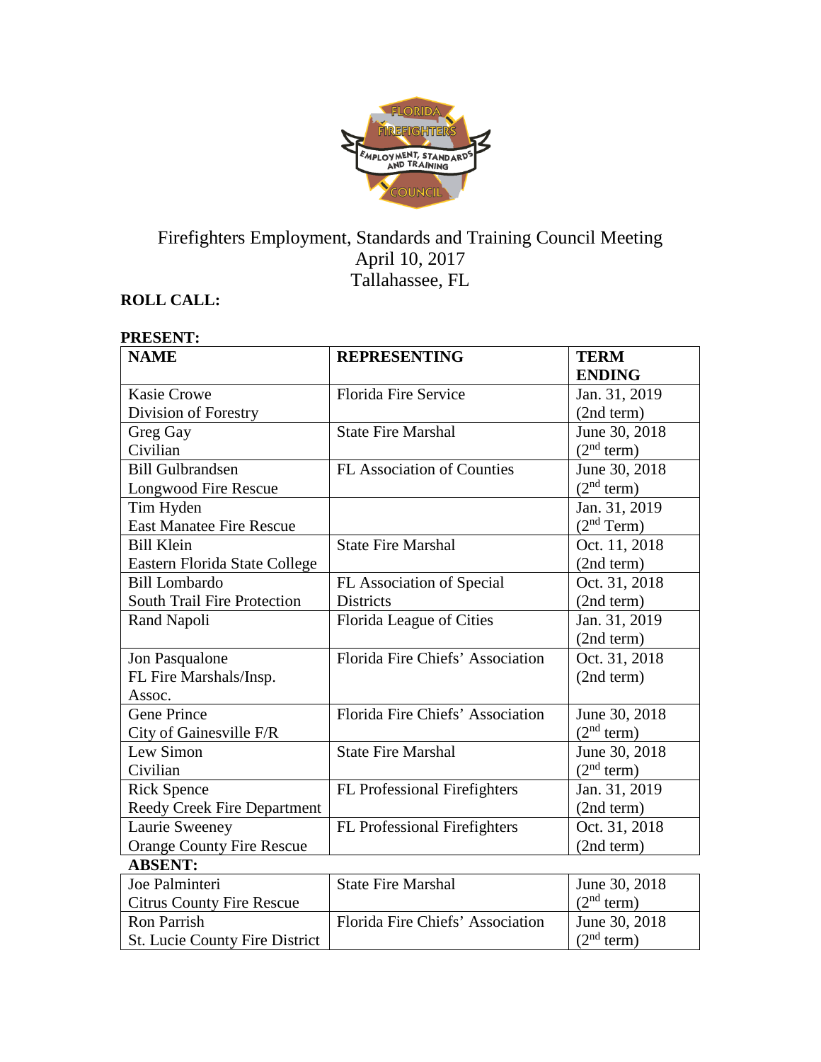# Firefighters Employment, Standards and Training Council Meeting
April 10, 2017
Tallahassee, FL

**ROLL CALL:**

**PRESENT:**

| NAME | REPRESENTING | TERM ENDING |
|---|---|---|
| Kasie Crowe<br>Division of Forestry | Florida Fire Service | Jan. 31, 2019<br>(2nd term) |
| Greg Gay<br>Civilian | State Fire Marshal | June 30, 2018<br>(2nd term) |
| Bill Gulbrandsen<br>Longwood Fire Rescue | FL Association of Counties | June 30, 2018<br>(2nd term) |
| Tim Hyden<br>East Manatee Fire Rescue | | Jan. 31, 2019<br>(2nd Term) |
| Bill Klein<br>Eastern Florida State College | State Fire Marshal | Oct. 11, 2018<br>(2nd term) |
| Bill Lombardo<br>South Trail Fire Protection | FL Association of Special Districts | Oct. 31, 2018<br>(2nd term) |
| Rand Napoli | Florida League of Cities | Jan. 31, 2019<br>(2nd term) |
| Jon Pasqualone<br>FL Fire Marshals/Insp. Assoc. | Florida Fire Chiefs' Association | Oct. 31, 2018<br>(2nd term) |
| Gene Prince<br>City of Gainesville F/R | Florida Fire Chiefs' Association | June 30, 2018<br>(2nd term) |
| Lew Simon<br>Civilian | State Fire Marshal | June 30, 2018<br>(2nd term) |
| Rick Spence<br>Reedy Creek Fire Department | FL Professional Firefighters | Jan. 31, 2019<br>(2nd term) |
| Laurie Sweeney<br>Orange County Fire Rescue | FL Professional Firefighters | Oct. 31, 2018<br>(2nd term) |
| **ABSENT:** | | |
| Joe Palminteri<br>Citrus County Fire Rescue | State Fire Marshal | June 30, 2018<br>(2nd term) |
| Ron Parrish<br>St. Lucie County Fire District | Florida Fire Chiefs' Association | June 30, 2018<br>(2nd term) |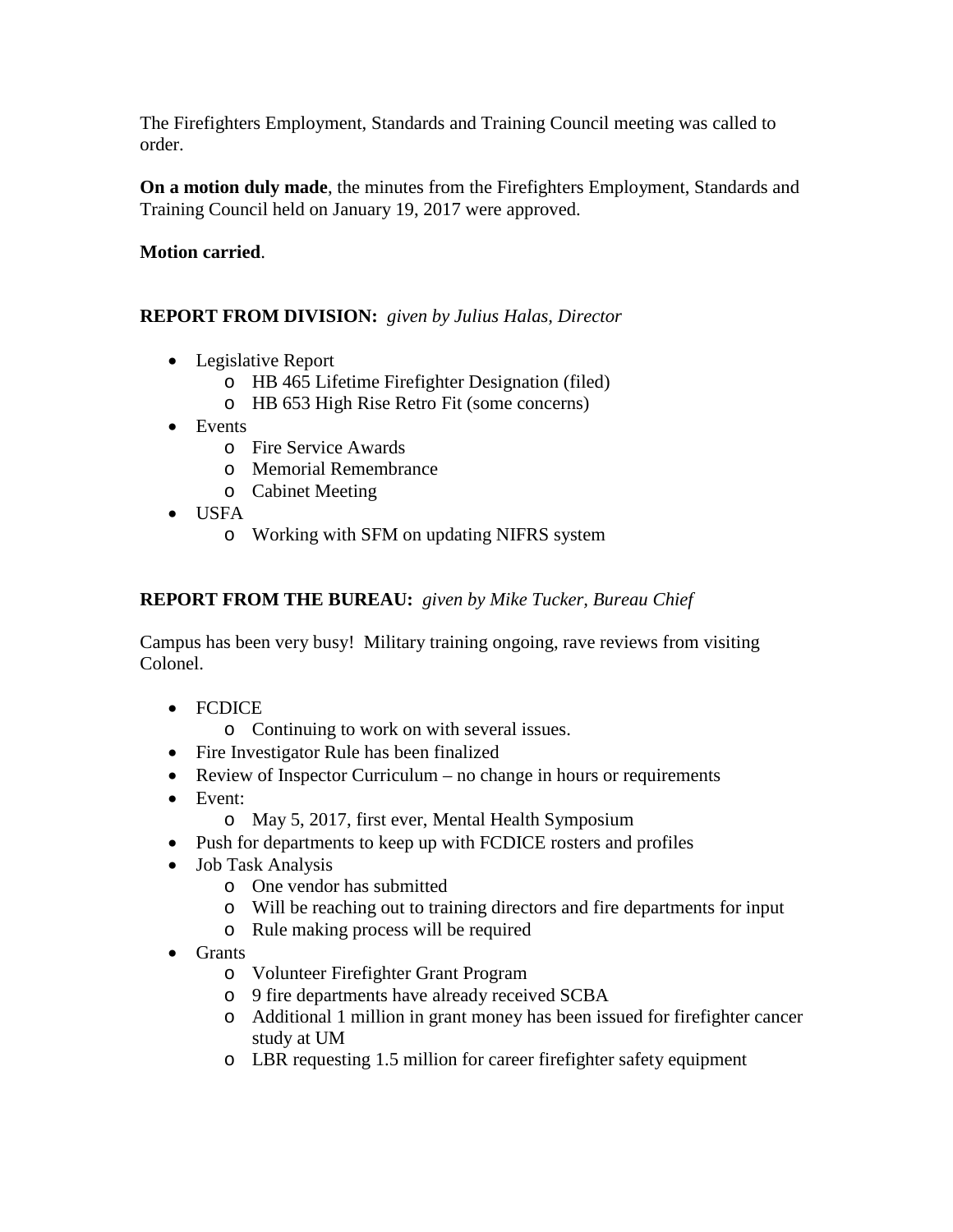The Firefighters Employment, Standards and Training Council meeting was called to order.

**On a motion duly made**, the minutes from the Firefighters Employment, Standards and Training Council held on January 19, 2017 were approved.

**Motion carried**.

**REPORT FROM DIVISION:** *given by Julius Halas, Director*

- Legislative Report
  - HB 465 Lifetime Firefighter Designation (filed)
  - HB 653 High Rise Retro Fit (some concerns)
- Events
  - Fire Service Awards
  - Memorial Remembrance
  - Cabinet Meeting
- USFA
  - Working with SFM on updating NIFRS system

**REPORT FROM THE BUREAU:** *given by Mike Tucker, Bureau Chief*

Campus has been very busy! Military training ongoing, rave reviews from visiting Colonel.

- FCDICE
  - Continuing to work on with several issues.
- Fire Investigator Rule has been finalized
- Review of Inspector Curriculum – no change in hours or requirements
- Event:
  - May 5, 2017, first ever, Mental Health Symposium
- Push for departments to keep up with FCDICE rosters and profiles
- Job Task Analysis
  - One vendor has submitted
  - Will be reaching out to training directors and fire departments for input
  - Rule making process will be required
- Grants
  - Volunteer Firefighter Grant Program
  - 9 fire departments have already received SCBA
  - Additional 1 million in grant money has been issued for firefighter cancer study at UM
  - LBR requesting 1.5 million for career firefighter safety equipment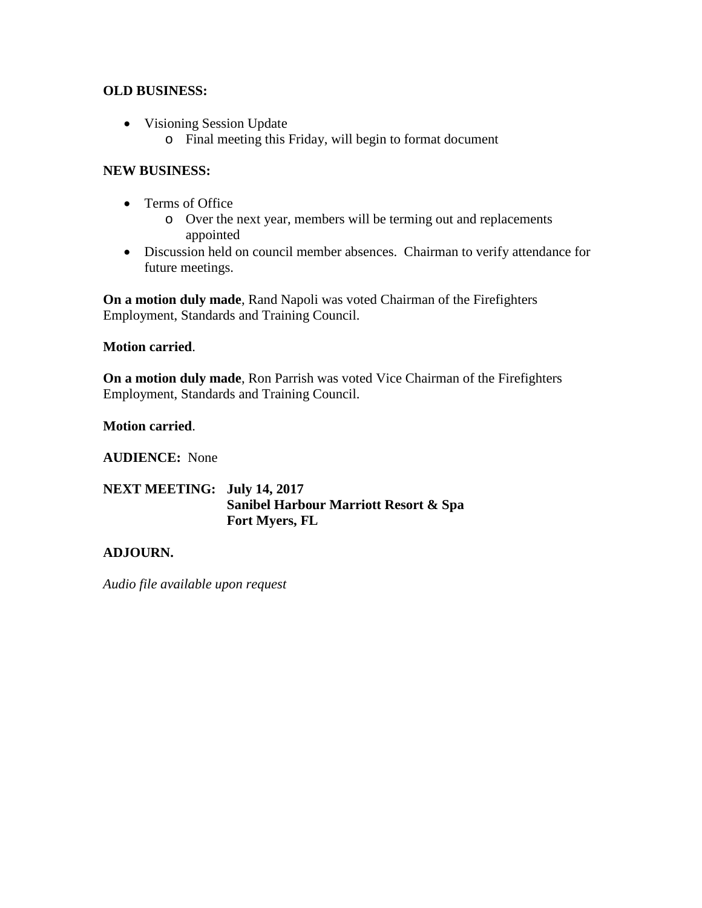**OLD BUSINESS:**

- Visioning Session Update
  - Final meeting this Friday, will begin to format document

**NEW BUSINESS:**

- Terms of Office
  - Over the next year, members will be terming out and replacements appointed
- Discussion held on council member absences. Chairman to verify attendance for future meetings.

**On a motion duly made**, Rand Napoli was voted Chairman of the Firefighters Employment, Standards and Training Council.

**Motion carried**.

**On a motion duly made**, Ron Parrish was voted Vice Chairman of the Firefighters Employment, Standards and Training Council.

**Motion carried**.

**AUDIENCE:** None

**NEXT MEETING:** **July 14, 2017**
**Sanibel Harbour Marriott Resort & Spa**
**Fort Myers, FL**

**ADJOURN.**

*Audio file available upon request*